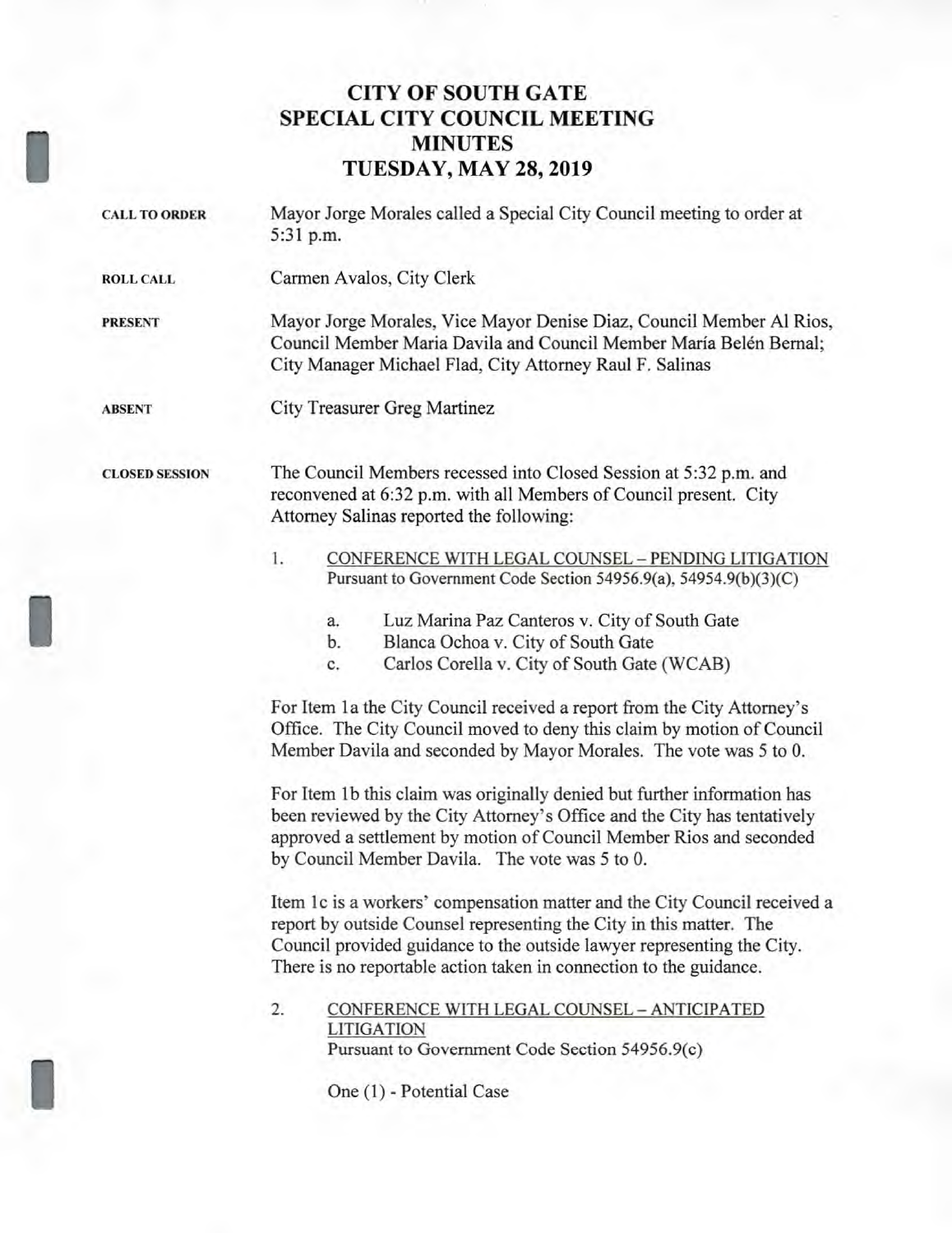# CITY OF SOUTH GATE
## SPECIAL CITY COUNCIL MEETING
## MINUTES
## TUESDAY, MAY 28, 2019

**CALL TO ORDER**

Mayor Jorge Morales called a Special City Council meeting to order at 5:31 p.m.

**ROLL CALL**

Carmen Avalos, City Clerk

**PRESENT**

Mayor Jorge Morales, Vice Mayor Denise Diaz, Council Member Al Rios, Council Member Maria Davila and Council Member María Belén Bernal; City Manager Michael Flad, City Attorney Raul F. Salinas

**ABSENT**

City Treasurer Greg Martinez

**CLOSED SESSION**

The Council Members recessed into Closed Session at 5:32 p.m. and reconvened at 6:32 p.m. with all Members of Council present. City Attorney Salinas reported the following:

1. CONFERENCE WITH LEGAL COUNSEL – PENDING LITIGATION
   Pursuant to Government Code Section 54956.9(a), 54954.9(b)(3)(C)

   a. Luz Marina Paz Canteros v. City of South Gate
   b. Blanca Ochoa v. City of South Gate
   c. Carlos Corella v. City of South Gate (WCAB)

   For Item 1a the City Council received a report from the City Attorney's Office. The City Council moved to deny this claim by motion of Council Member Davila and seconded by Mayor Morales. The vote was 5 to 0.

   For Item 1b this claim was originally denied but further information has been reviewed by the City Attorney's Office and the City has tentatively approved a settlement by motion of Council Member Rios and seconded by Council Member Davila. The vote was 5 to 0.

   Item 1c is a workers' compensation matter and the City Council received a report by outside Counsel representing the City in this matter. The Council provided guidance to the outside lawyer representing the City. There is no reportable action taken in connection to the guidance.

2. CONFERENCE WITH LEGAL COUNSEL – ANTICIPATED LITIGATION
   Pursuant to Government Code Section 54956.9(c)

   One (1) - Potential Case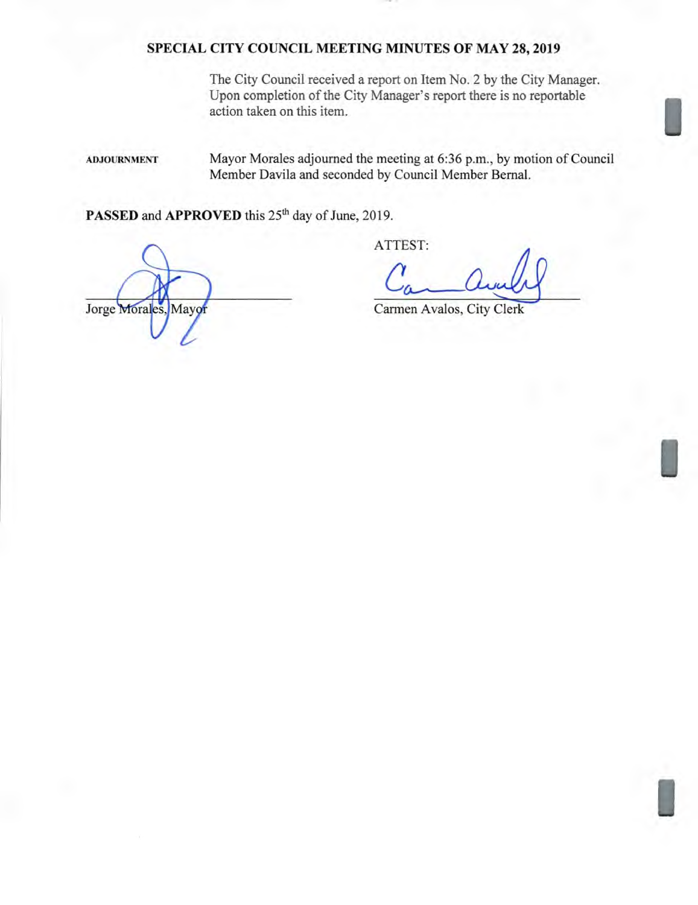## SPECIAL CITY COUNCIL MEETING MINUTES OF MAY 28, 2019

The City Council received a report on Item No. 2 by the City Manager. Upon completion of the City Manager's report there is no reportable action taken on this item.

**ADJOURNMENT** Mayor Morales adjourned the meeting at 6:36 p.m., by motion of Council Member Davila and seconded by Council Member Bernal.

**PASSED** and **APPROVED** this 25th day of June, 2019.

Jorge Morales, Mayor

ATTEST:

Carmen Avalos, City Clerk